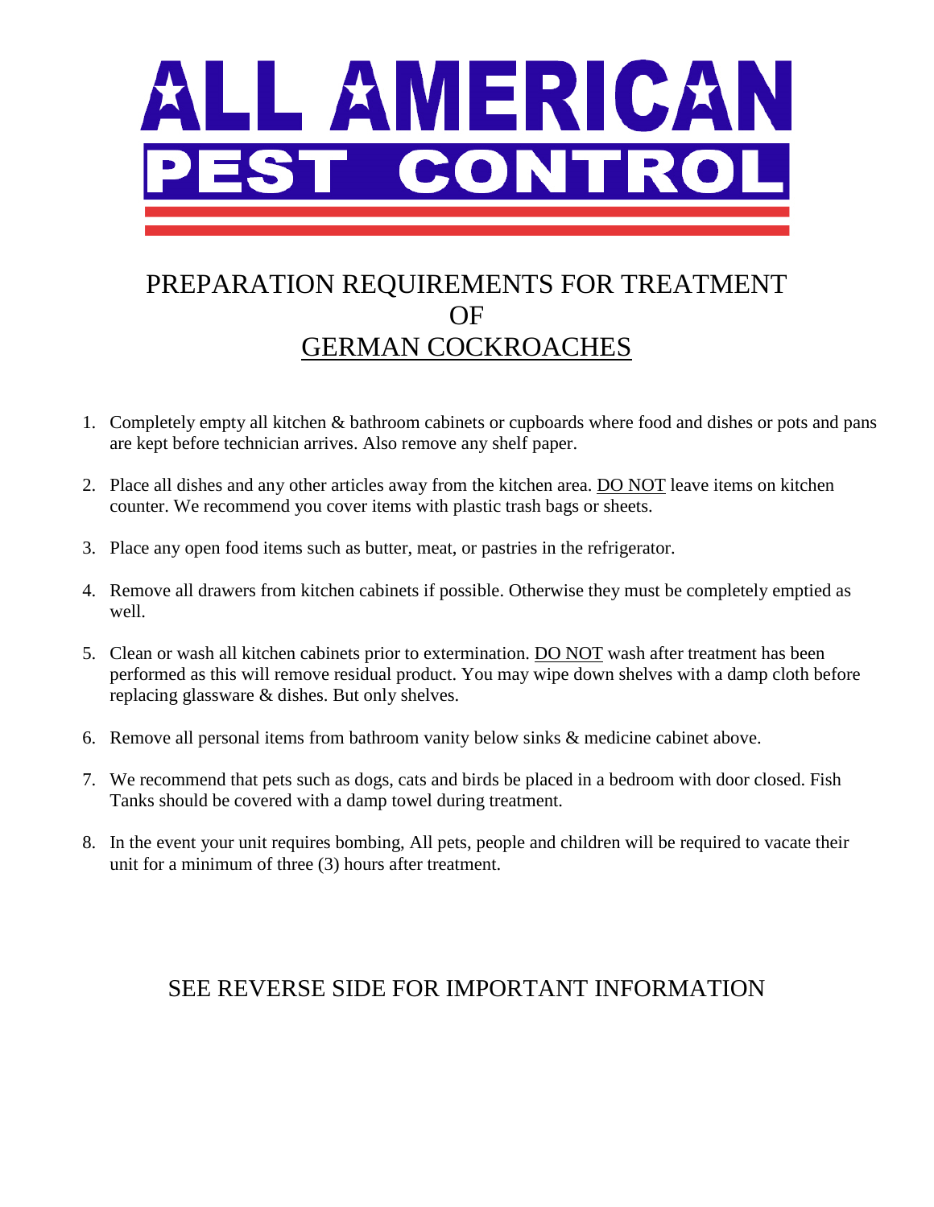# ALL AMERICAN PEST CONTROL

## PREPARATION REQUIREMENTS FOR TREATMENT OF GERMAN COCKROACHES

1. Completely empty all kitchen & bathroom cabinets or cupboards where food and dishes or pots and pans are kept before technician arrives. Also remove any shelf paper.

2. Place all dishes and any other articles away from the kitchen area. DO NOT leave items on kitchen counter. We recommend you cover items with plastic trash bags or sheets.

3. Place any open food items such as butter, meat, or pastries in the refrigerator.

4. Remove all drawers from kitchen cabinets if possible. Otherwise they must be completely emptied as well.

5. Clean or wash all kitchen cabinets prior to extermination. DO NOT wash after treatment has been performed as this will remove residual product. You may wipe down shelves with a damp cloth before replacing glassware & dishes. But only shelves.

6. Remove all personal items from bathroom vanity below sinks & medicine cabinet above.

7. We recommend that pets such as dogs, cats and birds be placed in a bedroom with door closed. Fish Tanks should be covered with a damp towel during treatment.

8. In the event your unit requires bombing, All pets, people and children will be required to vacate their unit for a minimum of three (3) hours after treatment.

SEE REVERSE SIDE FOR IMPORTANT INFORMATION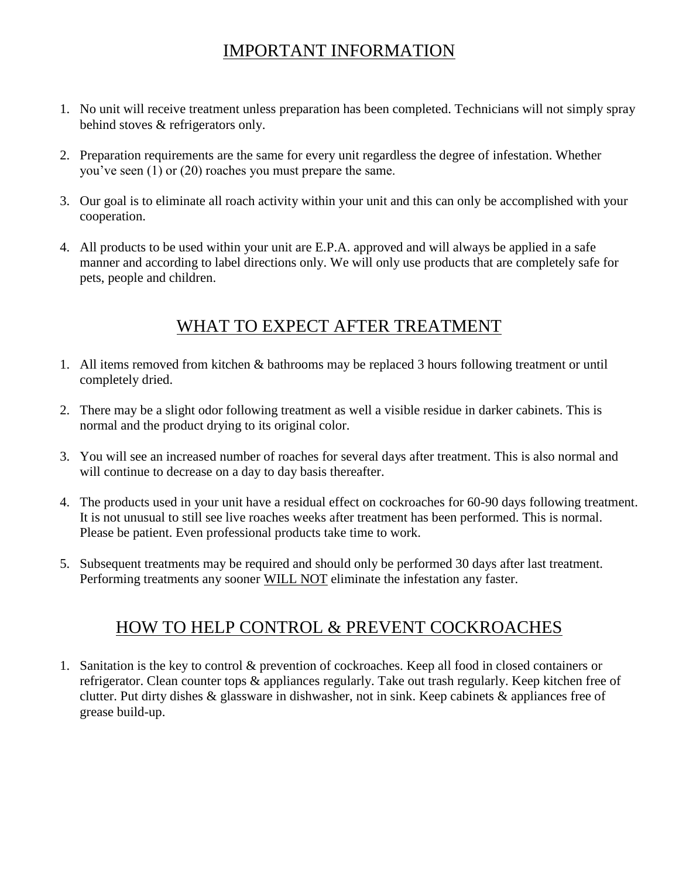## IMPORTANT INFORMATION

1. No unit will receive treatment unless preparation has been completed. Technicians will not simply spray behind stoves & refrigerators only.

2. Preparation requirements are the same for every unit regardless the degree of infestation. Whether you've seen (1) or (20) roaches you must prepare the same.

3. Our goal is to eliminate all roach activity within your unit and this can only be accomplished with your cooperation.

4. All products to be used within your unit are E.P.A. approved and will always be applied in a safe manner and according to label directions only. We will only use products that are completely safe for pets, people and children.

## WHAT TO EXPECT AFTER TREATMENT

1. All items removed from kitchen & bathrooms may be replaced 3 hours following treatment or until completely dried.

2. There may be a slight odor following treatment as well a visible residue in darker cabinets. This is normal and the product drying to its original color.

3. You will see an increased number of roaches for several days after treatment. This is also normal and will continue to decrease on a day to day basis thereafter.

4. The products used in your unit have a residual effect on cockroaches for 60-90 days following treatment. It is not unusual to still see live roaches weeks after treatment has been performed. This is normal. Please be patient. Even professional products take time to work.

5. Subsequent treatments may be required and should only be performed 30 days after last treatment. Performing treatments any sooner <u>WILL NOT</u> eliminate the infestation any faster.

## HOW TO HELP CONTROL & PREVENT COCKROACHES

1. Sanitation is the key to control & prevention of cockroaches. Keep all food in closed containers or refrigerator. Clean counter tops & appliances regularly. Take out trash regularly. Keep kitchen free of clutter. Put dirty dishes & glassware in dishwasher, not in sink. Keep cabinets & appliances free of grease build-up.